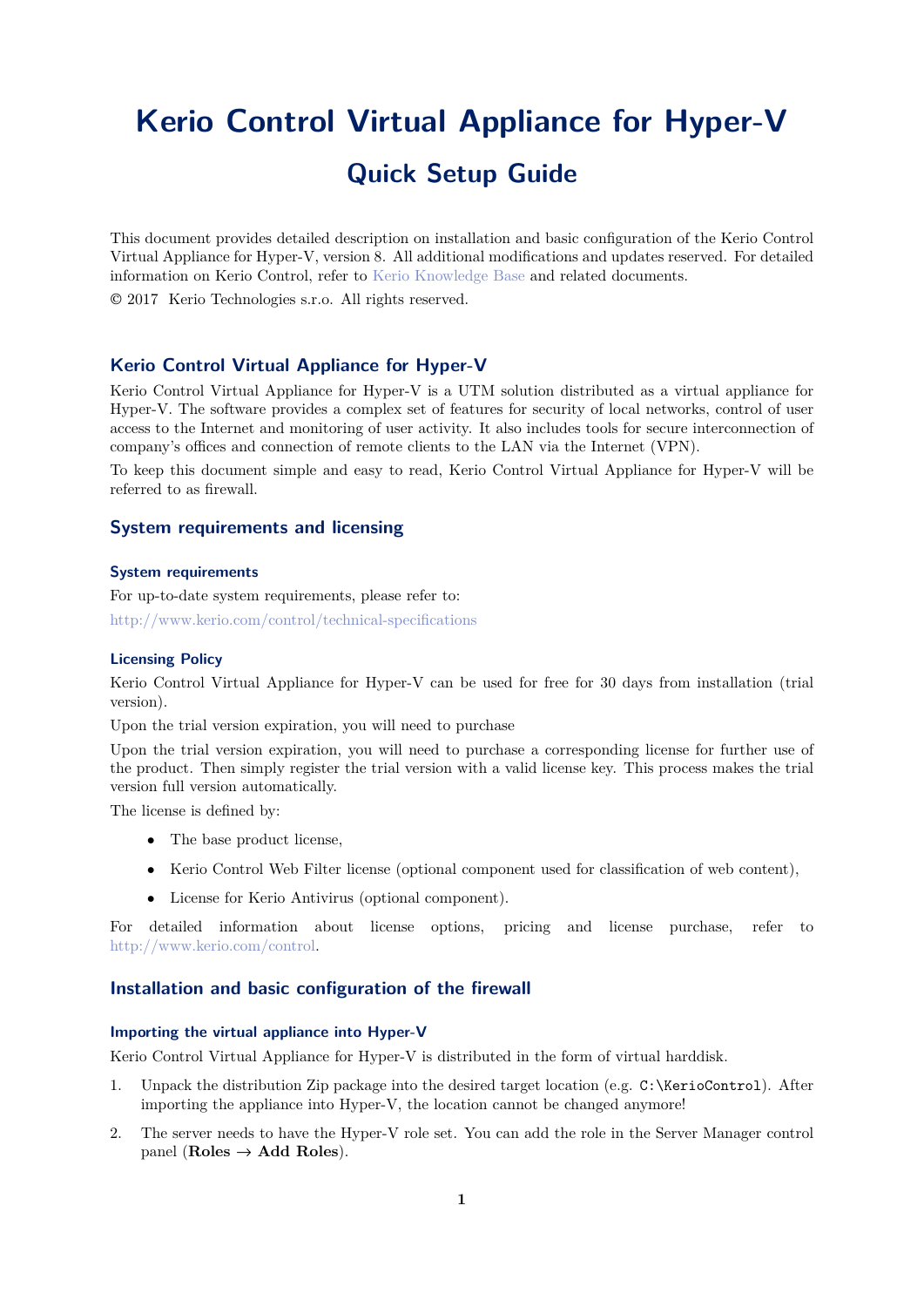# Kerio Control Virtual Appliance for Hyper-V

## Quick Setup Guide

This document provides detailed description on installation and basic configuration of the Kerio Control Virtual Appliance for Hyper-V, version 8. All additional modifications and updates reserved. For detailed information on Kerio Control, refer to Kerio Knowledge Base and related documents.

© 2017 Kerio Technologies s.r.o. All rights reserved.

### Kerio Control Virtual Appliance for Hyper-V

Kerio Control Virtual Appliance for Hyper-V is a UTM solution distributed as a virtual appliance for Hyper-V. The software provides a complex set of features for security of local networks, control of user access to the Internet and monitoring of user activity. It also includes tools for secure interconnection of company's offices and connection of remote clients to the LAN via the Internet (VPN).

To keep this document simple and easy to read, Kerio Control Virtual Appliance for Hyper-V will be referred to as firewall.

### System requirements and licensing

#### System requirements

For up-to-date system requirements, please refer to:

http://www.kerio.com/control/technical-specifications

#### Licensing Policy

Kerio Control Virtual Appliance for Hyper-V can be used for free for 30 days from installation (trial version).

Upon the trial version expiration, you will need to purchase

Upon the trial version expiration, you will need to purchase a corresponding license for further use of the product. Then simply register the trial version with a valid license key. This process makes the trial version full version automatically.

The license is defined by:

- The base product license,
- Kerio Control Web Filter license (optional component used for classification of web content),
- License for Kerio Antivirus (optional component).

For detailed information about license options, pricing and license purchase, refer to http://www.kerio.com/control.

### Installation and basic configuration of the firewall

#### Importing the virtual appliance into Hyper-V

Kerio Control Virtual Appliance for Hyper-V is distributed in the form of virtual harddisk.

1. Unpack the distribution Zip package into the desired target location (e.g. `C:\KerioControl`). After importing the appliance into Hyper-V, the location cannot be changed anymore!
2. The server needs to have the Hyper-V role set. You can add the role in the Server Manager control panel (**Roles** → **Add Roles**).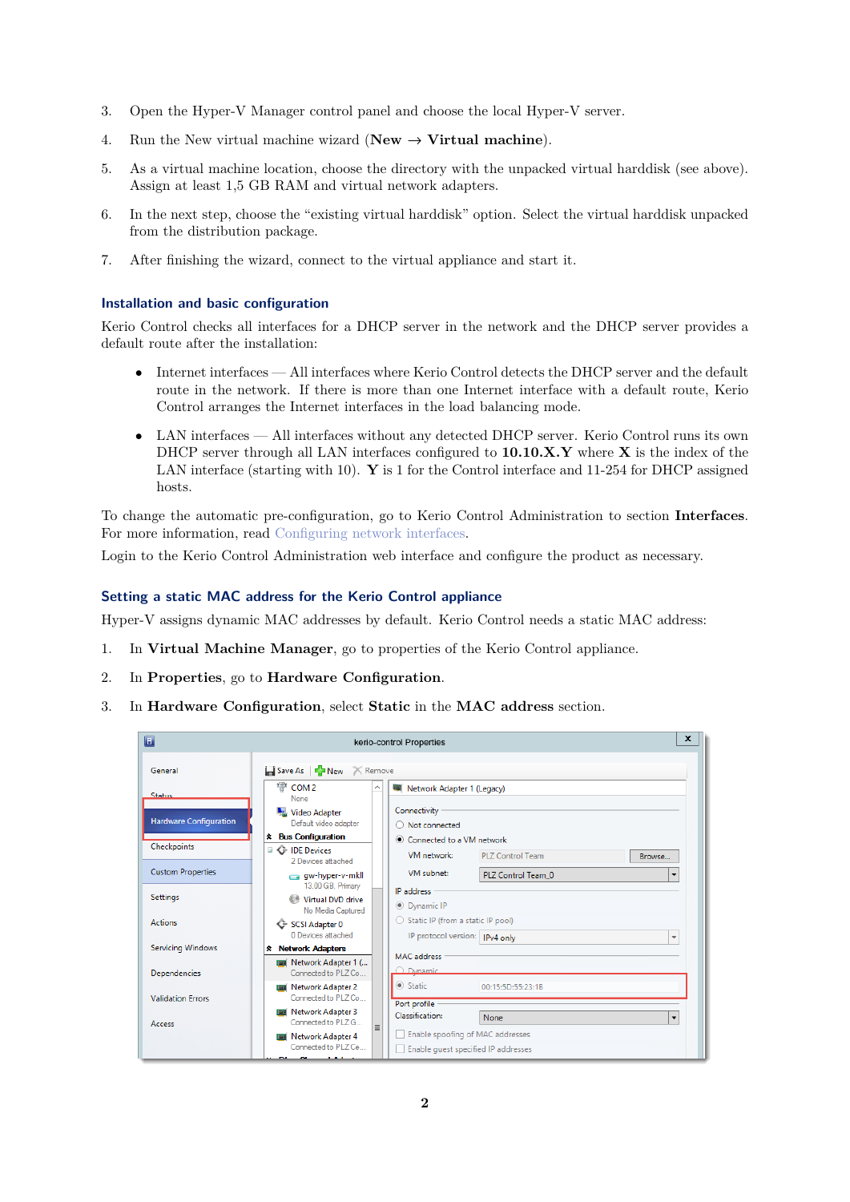3. Open the Hyper-V Manager control panel and choose the local Hyper-V server.
4. Run the New virtual machine wizard (**New** → **Virtual machine**).
5. As a virtual machine location, choose the directory with the unpacked virtual harddisk (see above). Assign at least 1,5 GB RAM and virtual network adapters.
6. In the next step, choose the “existing virtual harddisk” option. Select the virtual harddisk unpacked from the distribution package.
7. After finishing the wizard, connect to the virtual appliance and start it.

### Installation and basic configuration

Kerio Control checks all interfaces for a DHCP server in the network and the DHCP server provides a default route after the installation:

- Internet interfaces — All interfaces where Kerio Control detects the DHCP server and the default route in the network. If there is more than one Internet interface with a default route, Kerio Control arranges the Internet interfaces in the load balancing mode.
- LAN interfaces — All interfaces without any detected DHCP server. Kerio Control runs its own DHCP server through all LAN interfaces configured to **10.10.X.Y** where **X** is the index of the LAN interface (starting with 10). **Y** is 1 for the Control interface and 11-254 for DHCP assigned hosts.

To change the automatic pre-configuration, go to Kerio Control Administration to section **Interfaces**. For more information, read Configuring network interfaces.

Login to the Kerio Control Administration web interface and configure the product as necessary.

### Setting a static MAC address for the Kerio Control appliance

Hyper-V assigns dynamic MAC addresses by default. Kerio Control needs a static MAC address:

1. In **Virtual Machine Manager**, go to properties of the Kerio Control appliance.
2. In **Properties**, go to **Hardware Configuration**.
3. In **Hardware Configuration**, select **Static** in the **MAC address** section.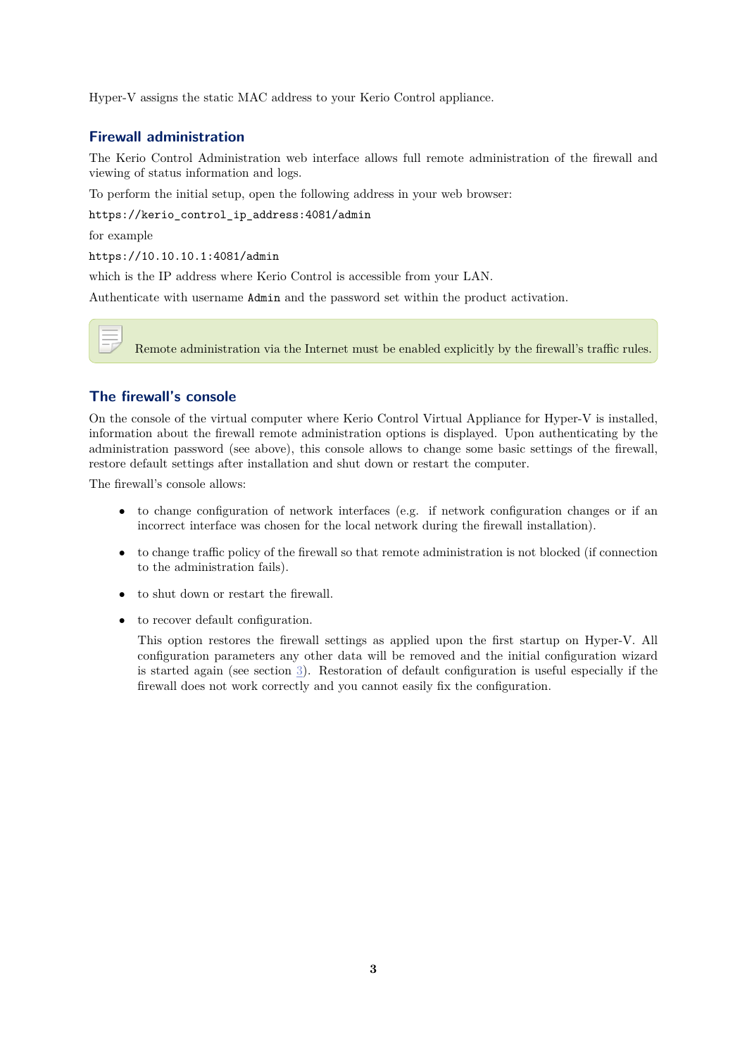Hyper-V assigns the static MAC address to your Kerio Control appliance.

## Firewall administration

The Kerio Control Administration web interface allows full remote administration of the firewall and viewing of status information and logs.

To perform the initial setup, open the following address in your web browser:

`https://kerio_control_ip_address:4081/admin`

for example

`https://10.10.10.1:4081/admin`

which is the IP address where Kerio Control is accessible from your LAN.

Authenticate with username `Admin` and the password set within the product activation.

> Remote administration via the Internet must be enabled explicitly by the firewall's traffic rules.

## The firewall's console

On the console of the virtual computer where Kerio Control Virtual Appliance for Hyper-V is installed, information about the firewall remote administration options is displayed. Upon authenticating by the administration password (see above), this console allows to change some basic settings of the firewall, restore default settings after installation and shut down or restart the computer.

The firewall's console allows:

- to change configuration of network interfaces (e.g. if network configuration changes or if an incorrect interface was chosen for the local network during the firewall installation).
- to change traffic policy of the firewall so that remote administration is not blocked (if connection to the administration fails).
- to shut down or restart the firewall.
- to recover default configuration.

  This option restores the firewall settings as applied upon the first startup on Hyper-V. All configuration parameters any other data will be removed and the initial configuration wizard is started again (see section 3). Restoration of default configuration is useful especially if the firewall does not work correctly and you cannot easily fix the configuration.